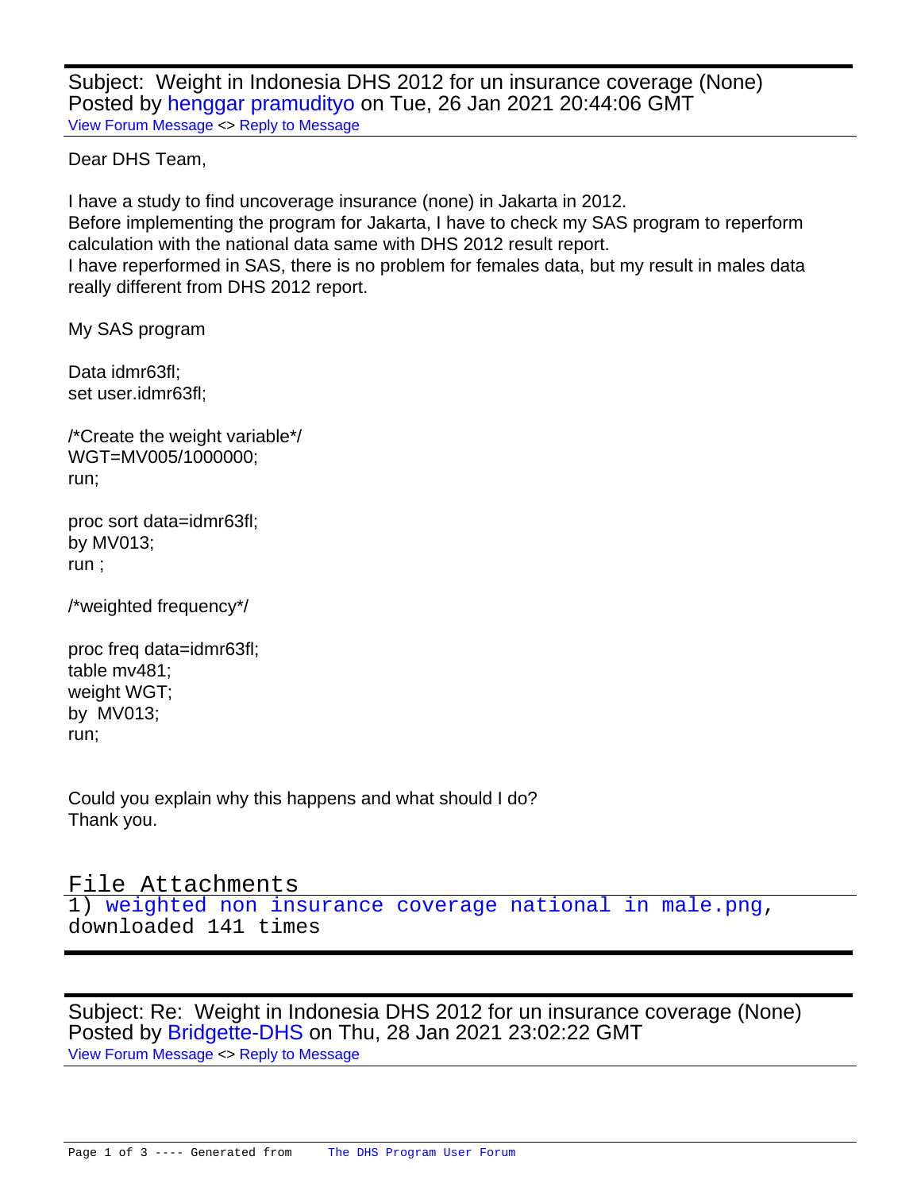Subject: Weight in Indonesia DHS 2012 for un insurance coverage (None)
Posted by henggar pramudityo on Tue, 26 Jan 2021 20:44:06 GMT

View Forum Message <> Reply to Message

Dear DHS Team,

I have a study to find uncoverage insurance (none) in Jakarta in 2012.
Before implementing the program for Jakarta, I have to check my SAS program to reperform calculation with the national data same with DHS 2012 result report.
I have reperformed in SAS, there is no problem for females data, but my result in males data really different from DHS 2012 report.

My SAS program

```
Data idmr63fl;
set user.idmr63fl;

/*Create the weight variable*/
WGT=MV005/1000000;
run;

proc sort data=idmr63fl;
by MV013;
run ;

/*weighted frequency*/

proc freq data=idmr63fl;
table mv481;
weight WGT;
by  MV013;
run;
```

Could you explain why this happens and what should I do?
Thank you.

File Attachments

1) weighted non insurance coverage national in male.png, downloaded 141 times

---

Subject: Re: Weight in Indonesia DHS 2012 for un insurance coverage (None)
Posted by Bridgette-DHS on Thu, 28 Jan 2021 23:02:22 GMT

View Forum Message <> Reply to Message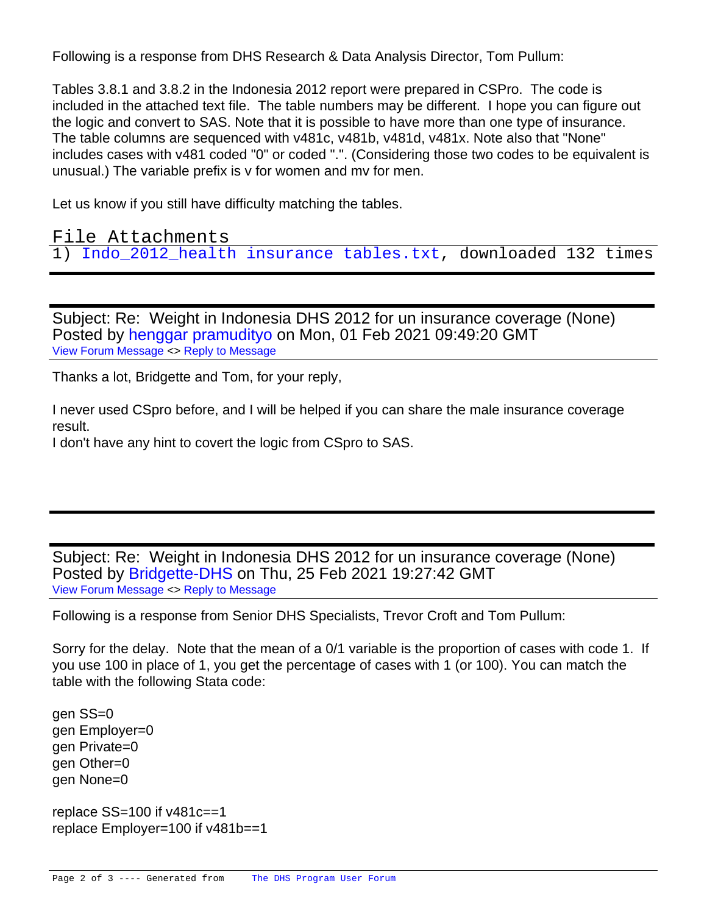Following is a response from DHS Research & Data Analysis Director, Tom Pullum:

Tables 3.8.1 and 3.8.2 in the Indonesia 2012 report were prepared in CSPro. The code is included in the attached text file. The table numbers may be different. I hope you can figure out the logic and convert to SAS. Note that it is possible to have more than one type of insurance. The table columns are sequenced with v481c, v481b, v481d, v481x. Note also that "None" includes cases with v481 coded "0" or coded ".". (Considering those two codes to be equivalent is unusual.) The variable prefix is v for women and mv for men.

Let us know if you still have difficulty matching the tables.

## File Attachments

1) Indo_2012_health insurance tables.txt, downloaded 132 times

---

Subject: Re: Weight in Indonesia DHS 2012 for un insurance coverage (None)
Posted by henggar pramudityo on Mon, 01 Feb 2021 09:49:20 GMT
View Forum Message <> Reply to Message

Thanks a lot, Bridgette and Tom, for your reply,

I never used CSpro before, and I will be helped if you can share the male insurance coverage result.
I don't have any hint to covert the logic from CSpro to SAS.

---

Subject: Re: Weight in Indonesia DHS 2012 for un insurance coverage (None)
Posted by Bridgette-DHS on Thu, 25 Feb 2021 19:27:42 GMT
View Forum Message <> Reply to Message

Following is a response from Senior DHS Specialists, Trevor Croft and Tom Pullum:

Sorry for the delay. Note that the mean of a 0/1 variable is the proportion of cases with code 1. If you use 100 in place of 1, you get the percentage of cases with 1 (or 100). You can match the table with the following Stata code:

```
gen SS=0
gen Employer=0
gen Private=0
gen Other=0
gen None=0

replace SS=100 if v481c==1
replace Employer=100 if v481b==1
```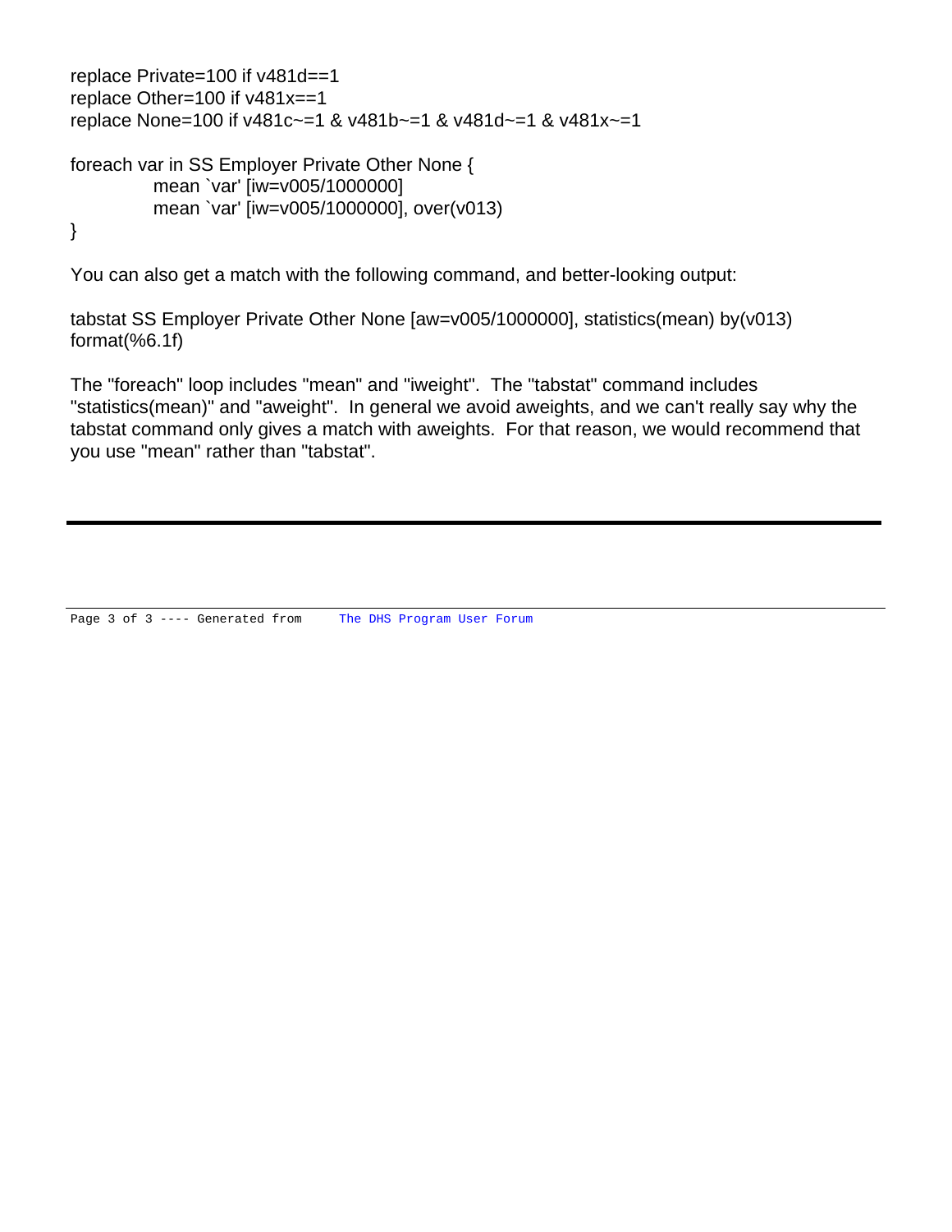```
replace Private=100 if v481d==1
replace Other=100 if v481x==1
replace None=100 if v481c~=1 & v481b~=1 & v481d~=1 & v481x~=1

foreach var in SS Employer Private Other None {
	mean `var' [iw=v005/1000000]
	mean `var' [iw=v005/1000000], over(v013)
}
```

You can also get a match with the following command, and better-looking output:

```
tabstat SS Employer Private Other None [aw=v005/1000000], statistics(mean) by(v013) format(%6.1f)
```

The "foreach" loop includes "mean" and "iweight". The "tabstat" command includes "statistics(mean)" and "aweight". In general we avoid aweights, and we can't really say why the tabstat command only gives a match with aweights. For that reason, we would recommend that you use "mean" rather than "tabstat".

---